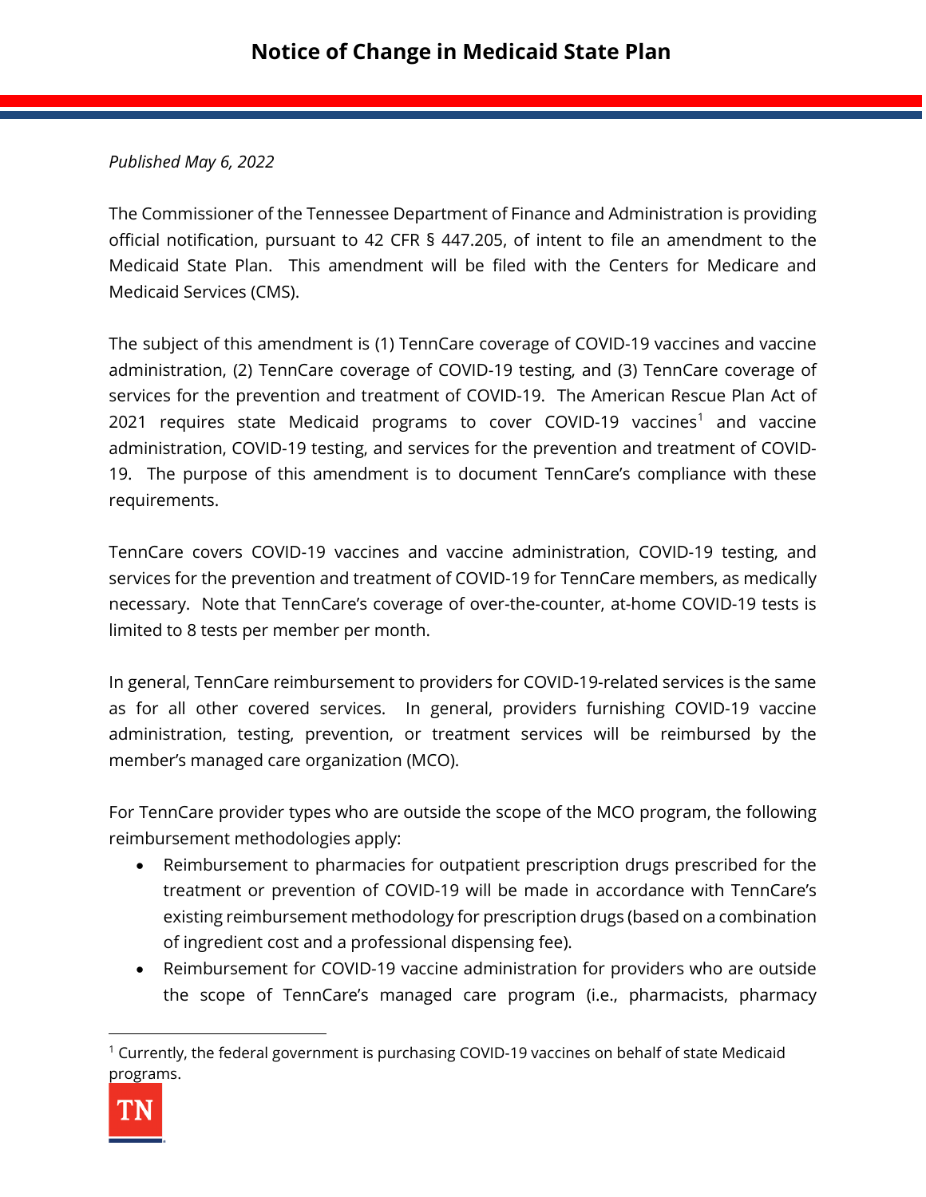# Notice of Change in Medicaid State Plan

*Published May 6, 2022*

The Commissioner of the Tennessee Department of Finance and Administration is providing official notification, pursuant to 42 CFR § 447.205, of intent to file an amendment to the Medicaid State Plan. This amendment will be filed with the Centers for Medicare and Medicaid Services (CMS).

The subject of this amendment is (1) TennCare coverage of COVID-19 vaccines and vaccine administration, (2) TennCare coverage of COVID-19 testing, and (3) TennCare coverage of services for the prevention and treatment of COVID-19. The American Rescue Plan Act of 2021 requires state Medicaid programs to cover COVID-19 vaccines[1] and vaccine administration, COVID-19 testing, and services for the prevention and treatment of COVID-19. The purpose of this amendment is to document TennCare's compliance with these requirements.

TennCare covers COVID-19 vaccines and vaccine administration, COVID-19 testing, and services for the prevention and treatment of COVID-19 for TennCare members, as medically necessary. Note that TennCare's coverage of over-the-counter, at-home COVID-19 tests is limited to 8 tests per member per month.

In general, TennCare reimbursement to providers for COVID-19-related services is the same as for all other covered services. In general, providers furnishing COVID-19 vaccine administration, testing, prevention, or treatment services will be reimbursed by the member's managed care organization (MCO).

For TennCare provider types who are outside the scope of the MCO program, the following reimbursement methodologies apply:

- Reimbursement to pharmacies for outpatient prescription drugs prescribed for the treatment or prevention of COVID-19 will be made in accordance with TennCare's existing reimbursement methodology for prescription drugs (based on a combination of ingredient cost and a professional dispensing fee).
- Reimbursement for COVID-19 vaccine administration for providers who are outside the scope of TennCare's managed care program (i.e., pharmacists, pharmacy

[1] Currently, the federal government is purchasing COVID-19 vaccines on behalf of state Medicaid programs.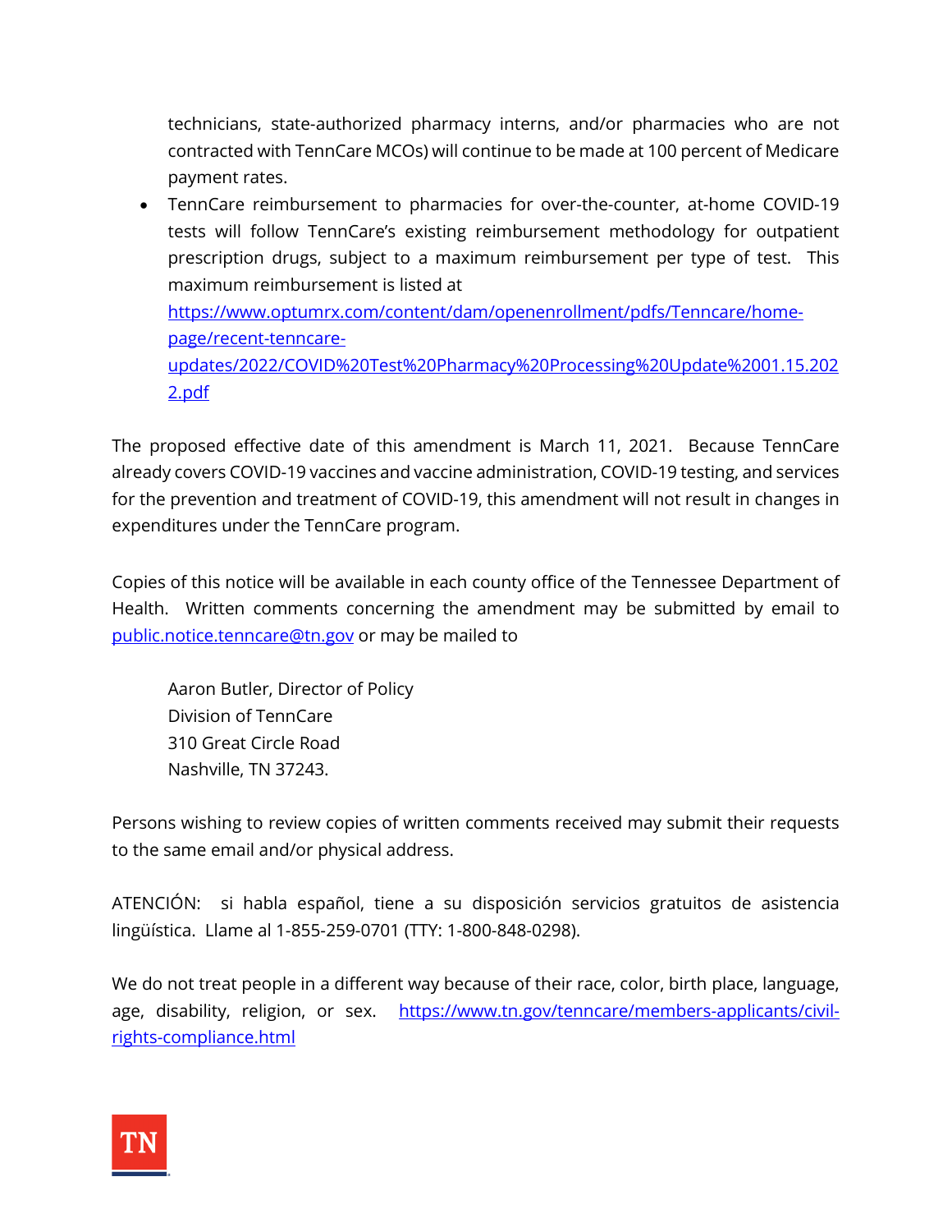technicians, state-authorized pharmacy interns, and/or pharmacies who are not contracted with TennCare MCOs) will continue to be made at 100 percent of Medicare payment rates.

- TennCare reimbursement to pharmacies for over-the-counter, at-home COVID-19 tests will follow TennCare's existing reimbursement methodology for outpatient prescription drugs, subject to a maximum reimbursement per type of test. This maximum reimbursement is listed at https://www.optumrx.com/content/dam/openenrollment/pdfs/Tenncare/home-page/recent-tenncare-updates/2022/COVID%20Test%20Pharmacy%20Processing%20Update%2001.15.2022.pdf

The proposed effective date of this amendment is March 11, 2021. Because TennCare already covers COVID-19 vaccines and vaccine administration, COVID-19 testing, and services for the prevention and treatment of COVID-19, this amendment will not result in changes in expenditures under the TennCare program.

Copies of this notice will be available in each county office of the Tennessee Department of Health. Written comments concerning the amendment may be submitted by email to public.notice.tenncare@tn.gov or may be mailed to

Aaron Butler, Director of Policy
Division of TennCare
310 Great Circle Road
Nashville, TN 37243.

Persons wishing to review copies of written comments received may submit their requests to the same email and/or physical address.

ATENCIÓN: si habla español, tiene a su disposición servicios gratuitos de asistencia lingüística. Llame al 1-855-259-0701 (TTY: 1-800-848-0298).

We do not treat people in a different way because of their race, color, birth place, language, age, disability, religion, or sex. https://www.tn.gov/tenncare/members-applicants/civil-rights-compliance.html